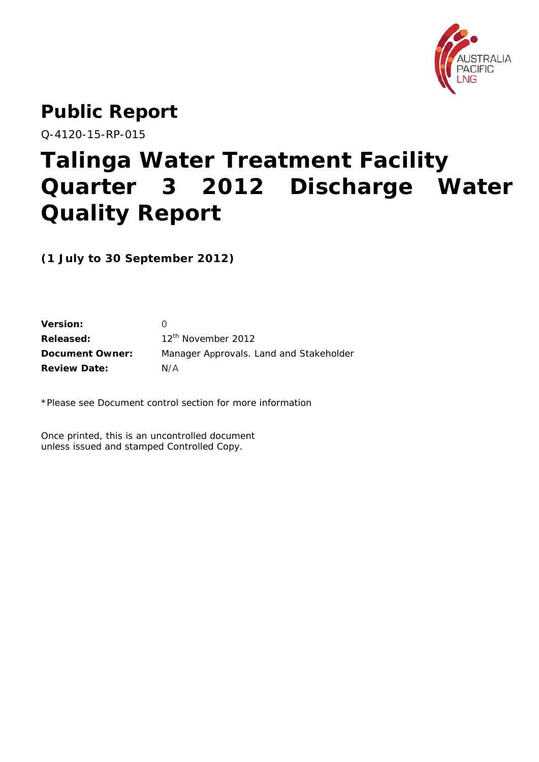# Public Report

Q-4120-15-RP-015

# Talinga Water Treatment Facility Quarter 3 2012 Discharge Water Quality Report

**(1 July to 30 September 2012)**

| | |
|---|---|
| **Version:** | 0 |
| **Released:** | 12th November 2012 |
| **Document Owner:** | Manager Approvals. Land and Stakeholder |
| **Review Date:** | N/A |

*Please see Document control section for more information

Once printed, this is an uncontrolled document
unless issued and stamped Controlled Copy.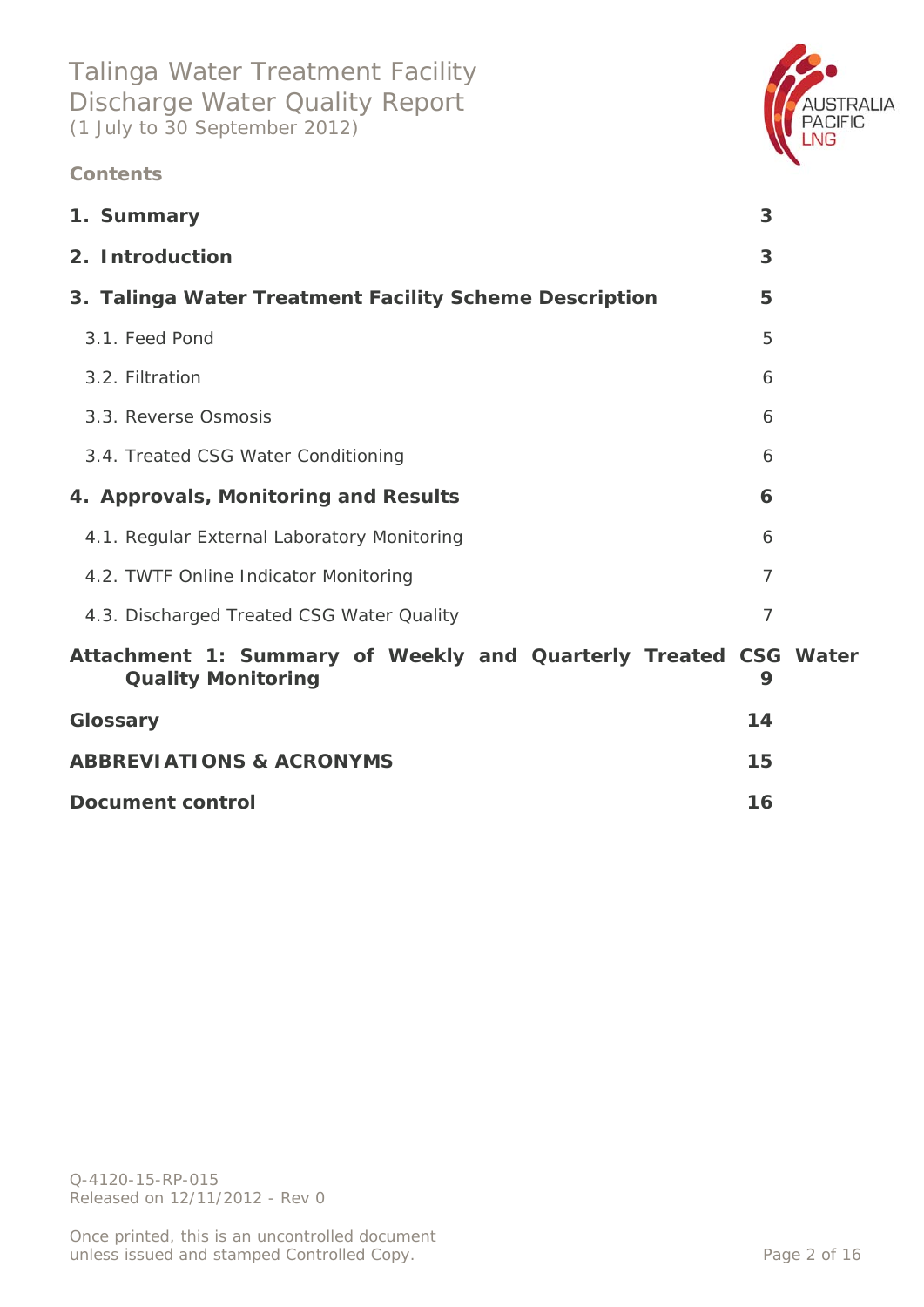Talinga Water Treatment Facility
Discharge Water Quality Report
(1 July to 30 September 2012)

**Contents**

| | |
|---|---|
| **1. Summary** | **3** |
| **2. Introduction** | **3** |
| **3. Talinga Water Treatment Facility Scheme Description** | **5** |
| 3.1. Feed Pond | 5 |
| 3.2. Filtration | 6 |
| 3.3. Reverse Osmosis | 6 |
| 3.4. Treated CSG Water Conditioning | 6 |
| **4. Approvals, Monitoring and Results** | **6** |
| 4.1. Regular External Laboratory Monitoring | 6 |
| 4.2. TWTF Online Indicator Monitoring | 7 |
| 4.3. Discharged Treated CSG Water Quality | 7 |
| **Attachment 1: Summary of Weekly and Quarterly Treated CSG Water Quality Monitoring** | **9** |
| **Glossary** | **14** |
| **ABBREVIATIONS & ACRONYMS** | **15** |
| **Document control** | **16** |

Q-4120-15-RP-015
Released on 12/11/2012 - Rev 0

Once printed, this is an uncontrolled document unless issued and stamped Controlled Copy.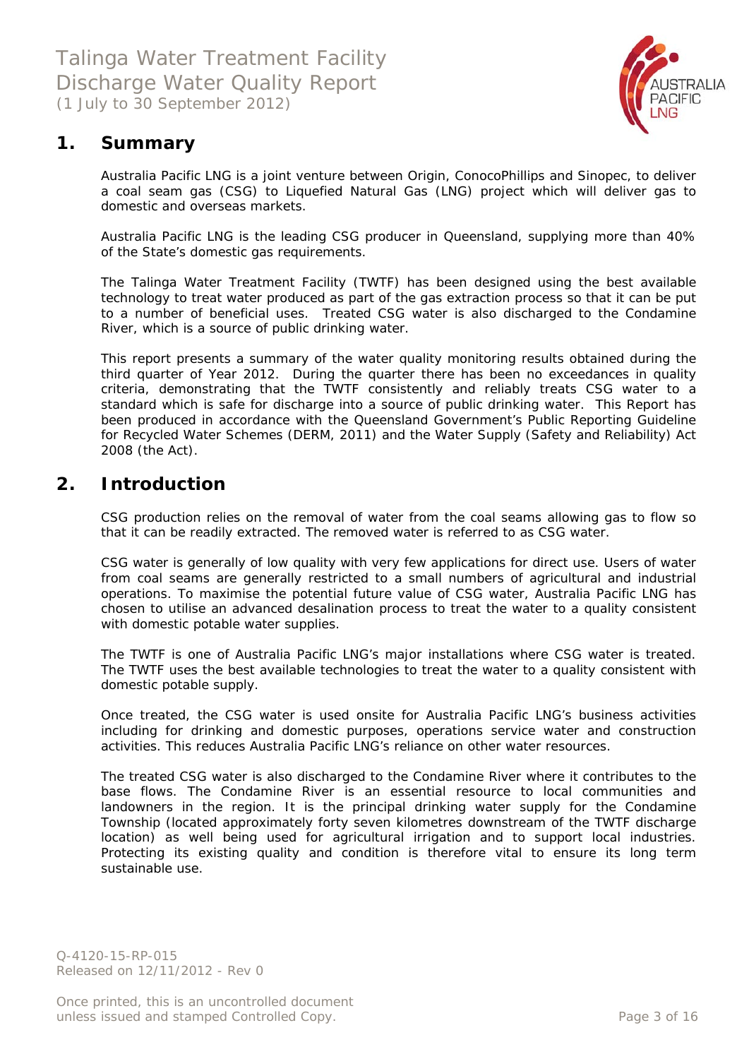## 1. Summary

Australia Pacific LNG is a joint venture between Origin, ConocoPhillips and Sinopec, to deliver a coal seam gas (CSG) to Liquefied Natural Gas (LNG) project which will deliver gas to domestic and overseas markets.

Australia Pacific LNG is the leading CSG producer in Queensland, supplying more than 40% of the State's domestic gas requirements.

The Talinga Water Treatment Facility (TWTF) has been designed using the best available technology to treat water produced as part of the gas extraction process so that it can be put to a number of beneficial uses. Treated CSG water is also discharged to the Condamine River, which is a source of public drinking water.

This report presents a summary of the water quality monitoring results obtained during the third quarter of Year 2012. During the quarter there has been no exceedances in quality criteria, demonstrating that the TWTF consistently and reliably treats CSG water to a standard which is safe for discharge into a source of public drinking water. This Report has been produced in accordance with the Queensland Government's Public Reporting Guideline for Recycled Water Schemes (DERM, 2011) and the Water Supply (Safety and Reliability) Act 2008 (the Act).

## 2. Introduction

CSG production relies on the removal of water from the coal seams allowing gas to flow so that it can be readily extracted. The removed water is referred to as CSG water.

CSG water is generally of low quality with very few applications for direct use. Users of water from coal seams are generally restricted to a small numbers of agricultural and industrial operations. To maximise the potential future value of CSG water, Australia Pacific LNG has chosen to utilise an advanced desalination process to treat the water to a quality consistent with domestic potable water supplies.

The TWTF is one of Australia Pacific LNG's major installations where CSG water is treated. The TWTF uses the best available technologies to treat the water to a quality consistent with domestic potable supply.

Once treated, the CSG water is used onsite for Australia Pacific LNG's business activities including for drinking and domestic purposes, operations service water and construction activities. This reduces Australia Pacific LNG's reliance on other water resources.

The treated CSG water is also discharged to the Condamine River where it contributes to the base flows. The Condamine River is an essential resource to local communities and landowners in the region. It is the principal drinking water supply for the Condamine Township (located approximately forty seven kilometres downstream of the TWTF discharge location) as well being used for agricultural irrigation and to support local industries. Protecting its existing quality and condition is therefore vital to ensure its long term sustainable use.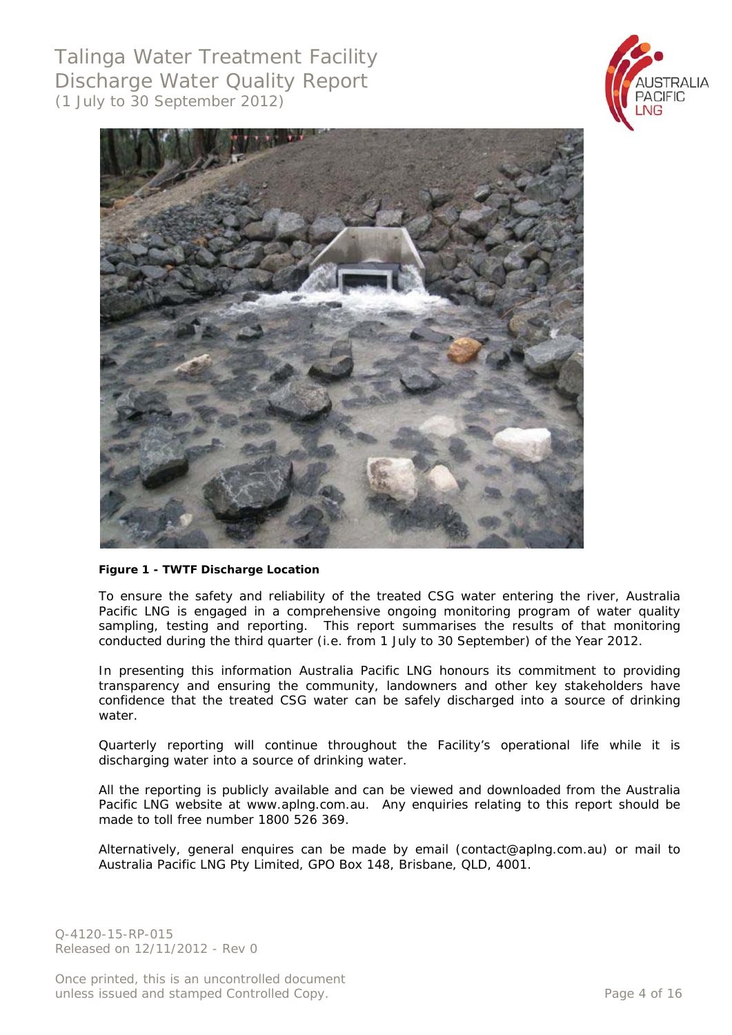**Figure 1 - TWTF Discharge Location**

To ensure the safety and reliability of the treated CSG water entering the river, Australia Pacific LNG is engaged in a comprehensive ongoing monitoring program of water quality sampling, testing and reporting. This report summarises the results of that monitoring conducted during the third quarter (i.e. from 1 July to 30 September) of the Year 2012.

In presenting this information Australia Pacific LNG honours its commitment to providing transparency and ensuring the community, landowners and other key stakeholders have confidence that the treated CSG water can be safely discharged into a source of drinking water.

Quarterly reporting will continue throughout the Facility's operational life while it is discharging water into a source of drinking water.

All the reporting is publicly available and can be viewed and downloaded from the Australia Pacific LNG website at www.aplng.com.au. Any enquiries relating to this report should be made to toll free number 1800 526 369.

Alternatively, general enquires can be made by email (contact@aplng.com.au) or mail to Australia Pacific LNG Pty Limited, GPO Box 148, Brisbane, QLD, 4001.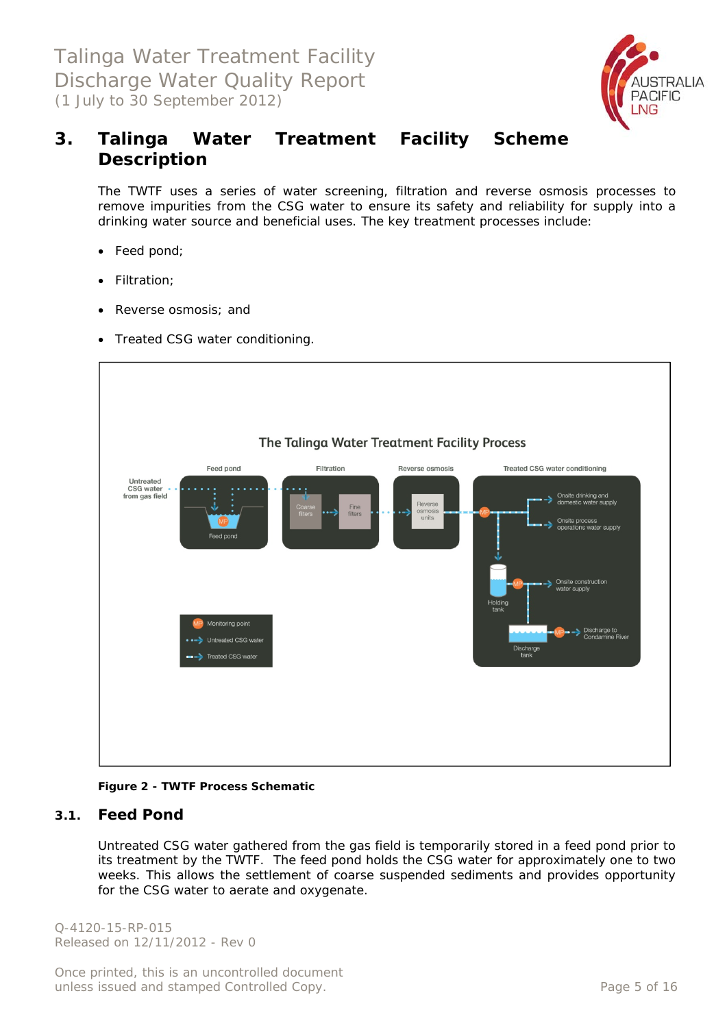## 3. Talinga Water Treatment Facility Scheme Description

The TWTF uses a series of water screening, filtration and reverse osmosis processes to remove impurities from the CSG water to ensure its safety and reliability for supply into a drinking water source and beneficial uses. The key treatment processes include:

- Feed pond;
- Filtration;
- Reverse osmosis; and
- Treated CSG water conditioning.

**Figure 2 - TWTF Process Schematic**

### 3.1. Feed Pond

Untreated CSG water gathered from the gas field is temporarily stored in a feed pond prior to its treatment by the TWTF. The feed pond holds the CSG water for approximately one to two weeks. This allows the settlement of coarse suspended sediments and provides opportunity for the CSG water to aerate and oxygenate.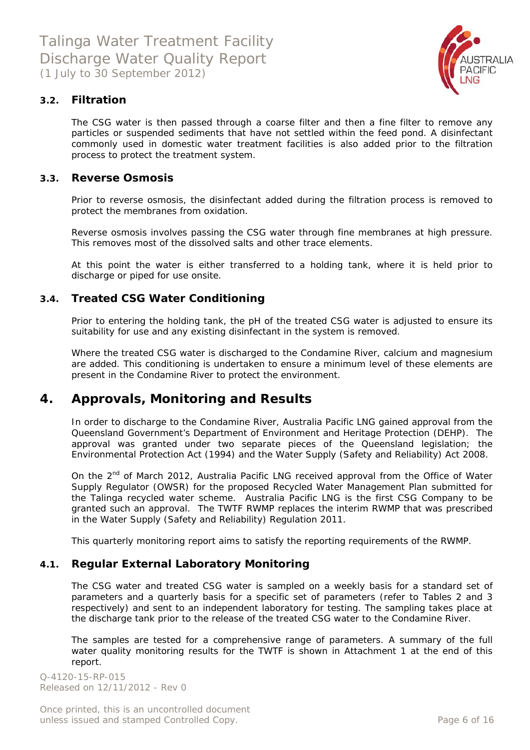### 3.2. Filtration

The CSG water is then passed through a coarse filter and then a fine filter to remove any particles or suspended sediments that have not settled within the feed pond. A disinfectant commonly used in domestic water treatment facilities is also added prior to the filtration process to protect the treatment system.

### 3.3. Reverse Osmosis

Prior to reverse osmosis, the disinfectant added during the filtration process is removed to protect the membranes from oxidation.

Reverse osmosis involves passing the CSG water through fine membranes at high pressure. This removes most of the dissolved salts and other trace elements.

At this point the water is either transferred to a holding tank, where it is held prior to discharge or piped for use onsite.

### 3.4. Treated CSG Water Conditioning

Prior to entering the holding tank, the pH of the treated CSG water is adjusted to ensure its suitability for use and any existing disinfectant in the system is removed.

Where the treated CSG water is discharged to the Condamine River, calcium and magnesium are added. This conditioning is undertaken to ensure a minimum level of these elements are present in the Condamine River to protect the environment.

## 4. Approvals, Monitoring and Results

In order to discharge to the Condamine River, Australia Pacific LNG gained approval from the Queensland Government's Department of Environment and Heritage Protection (DEHP). The approval was granted under two separate pieces of the Queensland legislation; the Environmental Protection Act (1994) and the Water Supply (Safety and Reliability) Act 2008.

On the 2nd of March 2012, Australia Pacific LNG received approval from the Office of Water Supply Regulator (OWSR) for the proposed Recycled Water Management Plan submitted for the Talinga recycled water scheme. Australia Pacific LNG is the first CSG Company to be granted such an approval. The TWTF RWMP replaces the interim RWMP that was prescribed in the Water Supply (Safety and Reliability) Regulation 2011.

This quarterly monitoring report aims to satisfy the reporting requirements of the RWMP.

### 4.1. Regular External Laboratory Monitoring

The CSG water and treated CSG water is sampled on a weekly basis for a standard set of parameters and a quarterly basis for a specific set of parameters (refer to Tables 2 and 3 respectively) and sent to an independent laboratory for testing. The sampling takes place at the discharge tank prior to the release of the treated CSG water to the Condamine River.

The samples are tested for a comprehensive range of parameters. A summary of the full water quality monitoring results for the TWTF is shown in Attachment 1 at the end of this report.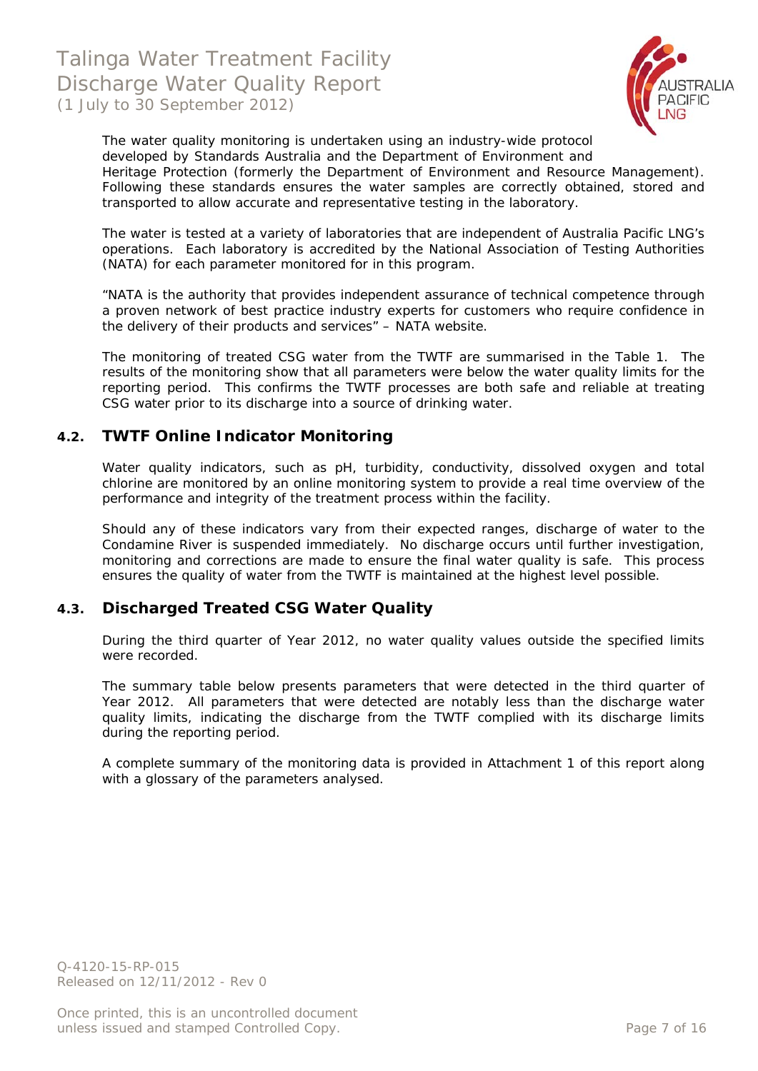The water quality monitoring is undertaken using an industry-wide protocol developed by Standards Australia and the Department of Environment and Heritage Protection (formerly the Department of Environment and Resource Management). Following these standards ensures the water samples are correctly obtained, stored and transported to allow accurate and representative testing in the laboratory.

The water is tested at a variety of laboratories that are independent of Australia Pacific LNG's operations. Each laboratory is accredited by the National Association of Testing Authorities (NATA) for each parameter monitored for in this program.

"NATA is the authority that provides independent assurance of technical competence through a proven network of best practice industry experts for customers who require confidence in the delivery of their products and services" – NATA website.

The monitoring of treated CSG water from the TWTF are summarised in the Table 1. The results of the monitoring show that all parameters were below the water quality limits for the reporting period. This confirms the TWTF processes are both safe and reliable at treating CSG water prior to its discharge into a source of drinking water.

## 4.2. TWTF Online Indicator Monitoring

Water quality indicators, such as pH, turbidity, conductivity, dissolved oxygen and total chlorine are monitored by an online monitoring system to provide a real time overview of the performance and integrity of the treatment process within the facility.

Should any of these indicators vary from their expected ranges, discharge of water to the Condamine River is suspended immediately. No discharge occurs until further investigation, monitoring and corrections are made to ensure the final water quality is safe. This process ensures the quality of water from the TWTF is maintained at the highest level possible.

## 4.3. Discharged Treated CSG Water Quality

During the third quarter of Year 2012, no water quality values outside the specified limits were recorded.

The summary table below presents parameters that were detected in the third quarter of Year 2012. All parameters that were detected are notably less than the discharge water quality limits, indicating the discharge from the TWTF complied with its discharge limits during the reporting period.

A complete summary of the monitoring data is provided in Attachment 1 of this report along with a glossary of the parameters analysed.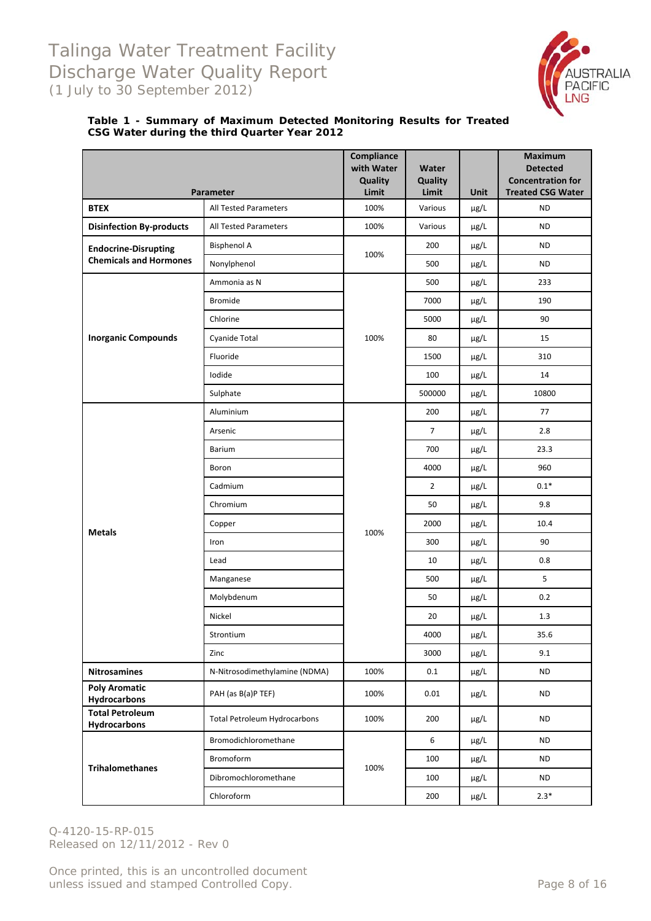**Table 1 - Summary of Maximum Detected Monitoring Results for Treated CSG Water during the third Quarter Year 2012**

| Parameter | | Compliance with Water Quality Limit | Water Quality Limit | Unit | Maximum Detected Concentration for Treated CSG Water |
|---|---|---|---|---|---|
| **BTEX** | All Tested Parameters | 100% | Various | µg/L | ND |
| **Disinfection By-products** | All Tested Parameters | 100% | Various | µg/L | ND |
| **Endocrine-Disrupting Chemicals and Hormones** | Bisphenol A | 100% | 200 | µg/L | ND |
| | Nonylphenol | | 500 | µg/L | ND |
| **Inorganic Compounds** | Ammonia as N | 100% | 500 | µg/L | 233 |
| | Bromide | | 7000 | µg/L | 190 |
| | Chlorine | | 5000 | µg/L | 90 |
| | Cyanide Total | | 80 | µg/L | 15 |
| | Fluoride | | 1500 | µg/L | 310 |
| | Iodide | | 100 | µg/L | 14 |
| | Sulphate | | 500000 | µg/L | 10800 |
| **Metals** | Aluminium | 100% | 200 | µg/L | 77 |
| | Arsenic | | 7 | µg/L | 2.8 |
| | Barium | | 700 | µg/L | 23.3 |
| | Boron | | 4000 | µg/L | 960 |
| | Cadmium | | 2 | µg/L | 0.1* |
| | Chromium | | 50 | µg/L | 9.8 |
| | Copper | | 2000 | µg/L | 10.4 |
| | Iron | | 300 | µg/L | 90 |
| | Lead | | 10 | µg/L | 0.8 |
| | Manganese | | 500 | µg/L | 5 |
| | Molybdenum | | 50 | µg/L | 0.2 |
| | Nickel | | 20 | µg/L | 1.3 |
| | Strontium | | 4000 | µg/L | 35.6 |
| | Zinc | | 3000 | µg/L | 9.1 |
| **Nitrosamines** | N-Nitrosodimethylamine (NDMA) | 100% | 0.1 | µg/L | ND |
| **Poly Aromatic Hydrocarbons** | PAH (as B(a)P TEF) | 100% | 0.01 | µg/L | ND |
| **Total Petroleum Hydrocarbons** | Total Petroleum Hydrocarbons | 100% | 200 | µg/L | ND |
| **Trihalomethanes** | Bromodichloromethane | 100% | 6 | µg/L | ND |
| | Bromoform | | 100 | µg/L | ND |
| | Dibromochloromethane | | 100 | µg/L | ND |
| | Chloroform | | 200 | µg/L | 2.3* |

Q-4120-15-RP-015
Released on 12/11/2012 - Rev 0

Once printed, this is an uncontrolled document unless issued and stamped Controlled Copy.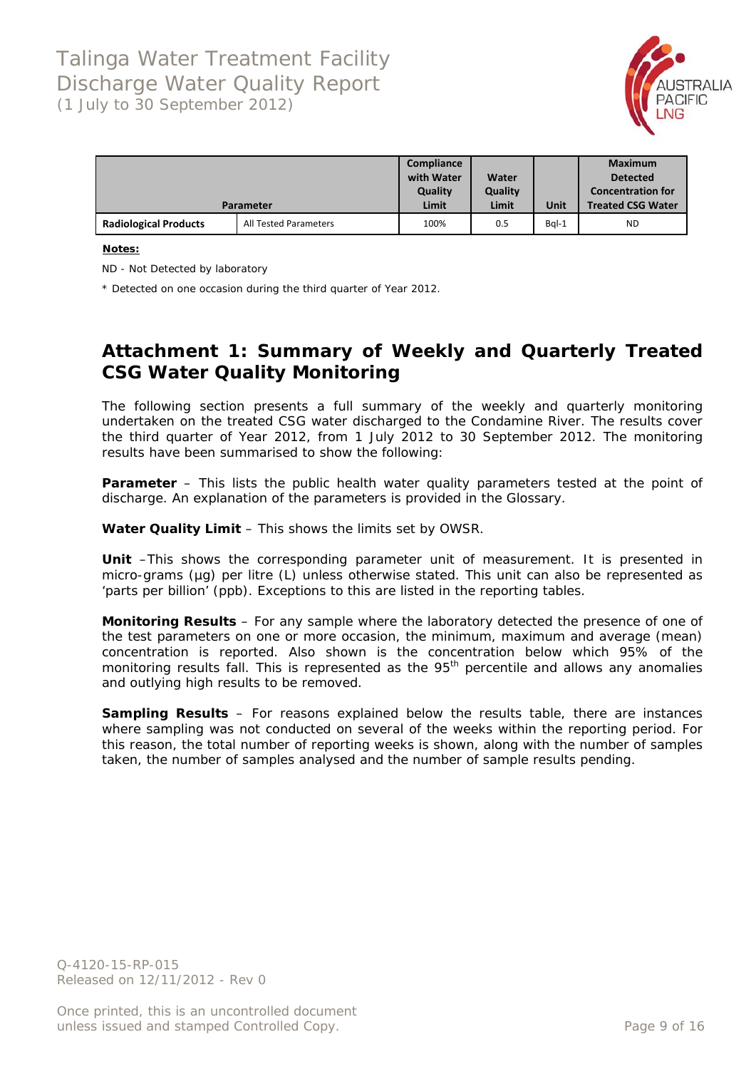| Parameter | | Compliance with Water Quality Limit | Water Quality Limit | Unit | Maximum Detected Concentration for Treated CSG Water |
|---|---|---|---|---|---|
| **Radiological Products** | All Tested Parameters | 100% | 0.5 | Bql-1 | ND |

**Notes:**

ND - Not Detected by laboratory

* Detected on one occasion during the third quarter of Year 2012.

## Attachment 1: Summary of Weekly and Quarterly Treated CSG Water Quality Monitoring

The following section presents a full summary of the weekly and quarterly monitoring undertaken on the treated CSG water discharged to the Condamine River. The results cover the third quarter of Year 2012, from 1 July 2012 to 30 September 2012. The monitoring results have been summarised to show the following:

**Parameter** – This lists the public health water quality parameters tested at the point of discharge. An explanation of the parameters is provided in the Glossary.

**Water Quality Limit** – This shows the limits set by OWSR.

**Unit** –This shows the corresponding parameter unit of measurement. It is presented in micro-grams (µg) per litre (L) unless otherwise stated. This unit can also be represented as 'parts per billion' (ppb). Exceptions to this are listed in the reporting tables.

**Monitoring Results** – For any sample where the laboratory detected the presence of one of the test parameters on one or more occasion, the minimum, maximum and average (mean) concentration is reported. Also shown is the concentration below which 95% of the monitoring results fall. This is represented as the $95^{th}$ percentile and allows any anomalies and outlying high results to be removed.

**Sampling Results** – For reasons explained below the results table, there are instances where sampling was not conducted on several of the weeks within the reporting period. For this reason, the total number of reporting weeks is shown, along with the number of samples taken, the number of samples analysed and the number of sample results pending.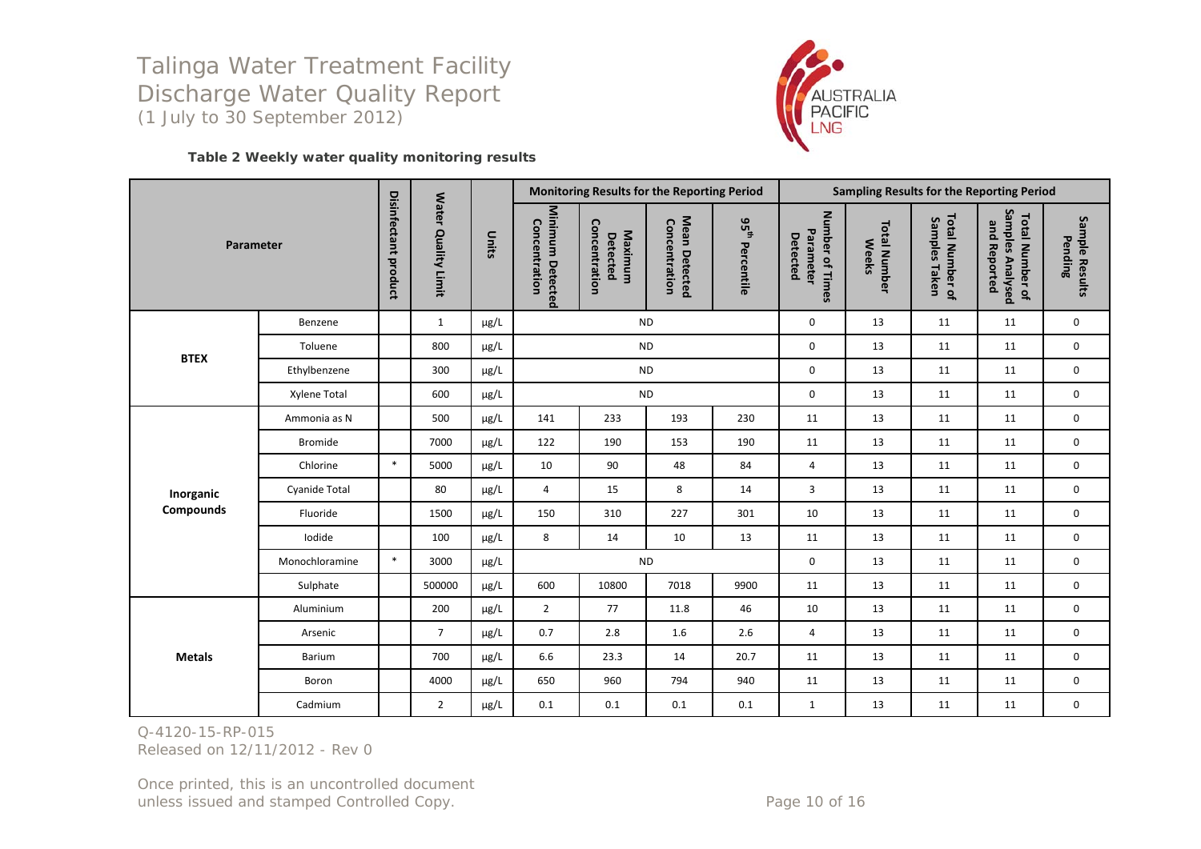# Talinga Water Treatment Facility
## Discharge Water Quality Report
*(1 July to 30 September 2012)*

**Table 2 Weekly water quality monitoring results**

| Parameter | | Disinfectant product | Water Quality Limit | Units | Monitoring Results for the Reporting Period | | | | Sampling Results for the Reporting Period | | | | |
|---|---|---|---|---|---|---|---|---|---|---|---|---|---|
| | | | | | Minimum Detected Concentration | Maximum Detected Concentration | Mean Detected Concentration | 95th Percentile | Number of Times Parameter Detected | Total Number Weeks | Total Number of Samples Taken | Total Number of Samples Analysed and Reported | Sample Results Pending |
| BTEX | Benzene | | 1 | µg/L | ND | | | | 0 | 13 | 11 | 11 | 0 |
| | Toluene | | 800 | µg/L | ND | | | | 0 | 13 | 11 | 11 | 0 |
| | Ethylbenzene | | 300 | µg/L | ND | | | | 0 | 13 | 11 | 11 | 0 |
| | Xylene Total | | 600 | µg/L | ND | | | | 0 | 13 | 11 | 11 | 0 |
| Inorganic Compounds | Ammonia as N | | 500 | µg/L | 141 | 233 | 193 | 230 | 11 | 13 | 11 | 11 | 0 |
| | Bromide | | 7000 | µg/L | 122 | 190 | 153 | 190 | 11 | 13 | 11 | 11 | 0 |
| | Chlorine | * | 5000 | µg/L | 10 | 90 | 48 | 84 | 4 | 13 | 11 | 11 | 0 |
| | Cyanide Total | | 80 | µg/L | 4 | 15 | 8 | 14 | 3 | 13 | 11 | 11 | 0 |
| | Fluoride | | 1500 | µg/L | 150 | 310 | 227 | 301 | 10 | 13 | 11 | 11 | 0 |
| | Iodide | | 100 | µg/L | 8 | 14 | 10 | 13 | 11 | 13 | 11 | 11 | 0 |
| | Monochloramine | * | 3000 | µg/L | ND | | | | 0 | 13 | 11 | 11 | 0 |
| | Sulphate | | 500000 | µg/L | 600 | 10800 | 7018 | 9900 | 11 | 13 | 11 | 11 | 0 |
| Metals | Aluminium | | 200 | µg/L | 2 | 77 | 11.8 | 46 | 10 | 13 | 11 | 11 | 0 |
| | Arsenic | | 7 | µg/L | 0.7 | 2.8 | 1.6 | 2.6 | 4 | 13 | 11 | 11 | 0 |
| | Barium | | 700 | µg/L | 6.6 | 23.3 | 14 | 20.7 | 11 | 13 | 11 | 11 | 0 |
| | Boron | | 4000 | µg/L | 650 | 960 | 794 | 940 | 11 | 13 | 11 | 11 | 0 |
| | Cadmium | | 2 | µg/L | 0.1 | 0.1 | 0.1 | 0.1 | 1 | 13 | 11 | 11 | 0 |

Q-4120-15-RP-015
Released on 12/11/2012 - Rev 0

Once printed, this is an uncontrolled document unless issued and stamped Controlled Copy.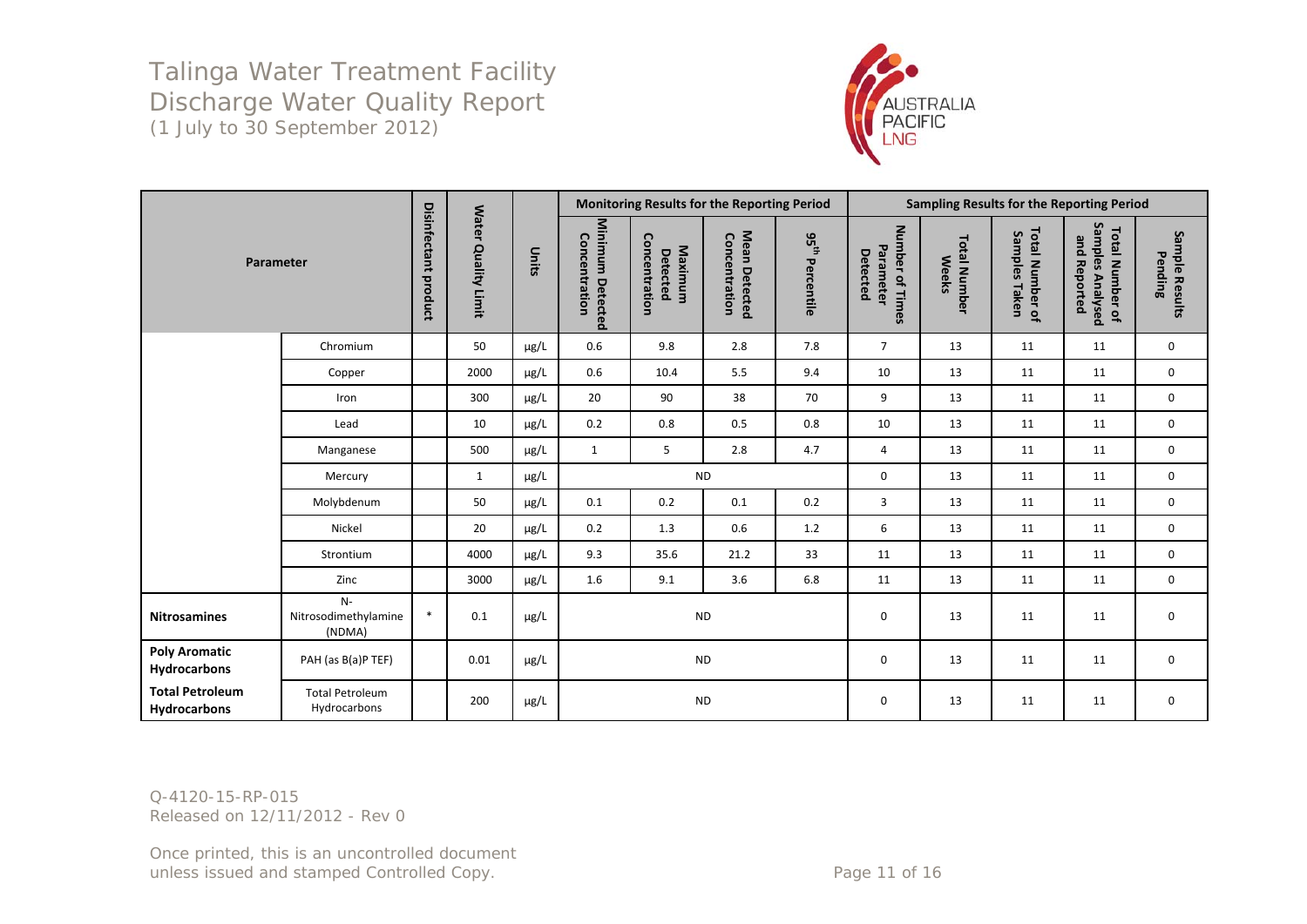# Talinga Water Treatment Facility
## Discharge Water Quality Report
(1 July to 30 September 2012)

| Parameter | | Disinfectant product | Water Quality Limit | Units | Monitoring Results for the Reporting Period | | | | Sampling Results for the Reporting Period | | | | |
|---|---|---|---|---|---|---|---|---|---|---|---|---|---|
| | | | | | Minimum Detected Concentration | Maximum Detected Concentration | Mean Detected Concentration | 95[th] Percentile | Number of Times Parameter Detected | Total Number Weeks | Total Number of Samples Taken | Total Number of Samples Analysed and Reported | Sample Results Pending |
| | Chromium | | 50 | µg/L | 0.6 | 9.8 | 2.8 | 7.8 | 7 | 13 | 11 | 11 | 0 |
| | Copper | | 2000 | µg/L | 0.6 | 10.4 | 5.5 | 9.4 | 10 | 13 | 11 | 11 | 0 |
| | Iron | | 300 | µg/L | 20 | 90 | 38 | 70 | 9 | 13 | 11 | 11 | 0 |
| | Lead | | 10 | µg/L | 0.2 | 0.8 | 0.5 | 0.8 | 10 | 13 | 11 | 11 | 0 |
| | Manganese | | 500 | µg/L | 1 | 5 | 2.8 | 4.7 | 4 | 13 | 11 | 11 | 0 |
| | Mercury | | 1 | µg/L | ND | | | | 0 | 13 | 11 | 11 | 0 |
| | Molybdenum | | 50 | µg/L | 0.1 | 0.2 | 0.1 | 0.2 | 3 | 13 | 11 | 11 | 0 |
| | Nickel | | 20 | µg/L | 0.2 | 1.3 | 0.6 | 1.2 | 6 | 13 | 11 | 11 | 0 |
| | Strontium | | 4000 | µg/L | 9.3 | 35.6 | 21.2 | 33 | 11 | 13 | 11 | 11 | 0 |
| | Zinc | | 3000 | µg/L | 1.6 | 9.1 | 3.6 | 6.8 | 11 | 13 | 11 | 11 | 0 |
| **Nitrosamines** | N-Nitrosodimethylamine (NDMA) | * | 0.1 | µg/L | ND | | | | 0 | 13 | 11 | 11 | 0 |
| **Poly Aromatic Hydrocarbons** | PAH (as B(a)P TEF) | | 0.01 | µg/L | ND | | | | 0 | 13 | 11 | 11 | 0 |
| **Total Petroleum Hydrocarbons** | Total Petroleum Hydrocarbons | | 200 | µg/L | ND | | | | 0 | 13 | 11 | 11 | 0 |

Q-4120-15-RP-015
Released on 12/11/2012 - Rev 0

Once printed, this is an uncontrolled document unless issued and stamped Controlled Copy.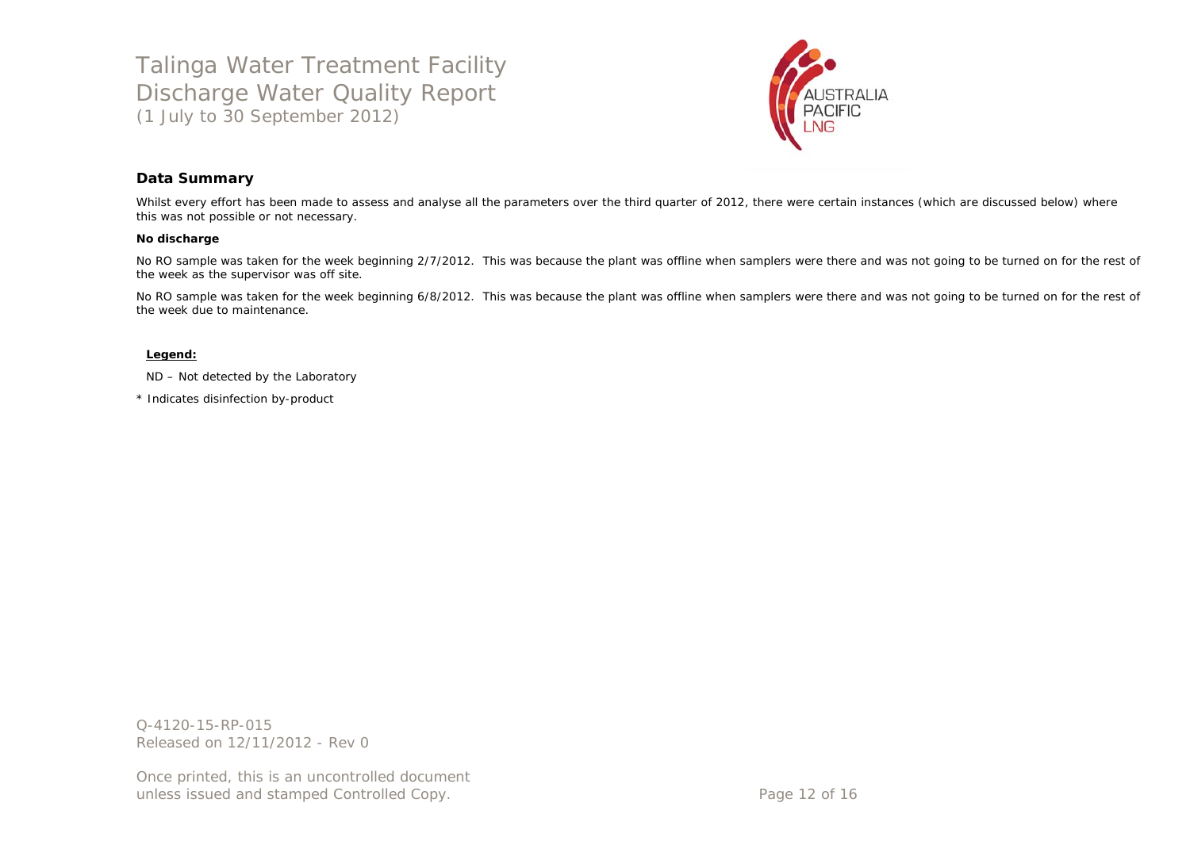## Data Summary

Whilst every effort has been made to assess and analyse all the parameters over the third quarter of 2012, there were certain instances (which are discussed below) where this was not possible or not necessary.

**No discharge**

No RO sample was taken for the week beginning 2/7/2012. This was because the plant was offline when samplers were there and was not going to be turned on for the rest of the week as the supervisor was off site.

No RO sample was taken for the week beginning 6/8/2012. This was because the plant was offline when samplers were there and was not going to be turned on for the rest of the week due to maintenance.

**Legend:**

ND – Not detected by the Laboratory

* Indicates disinfection by-product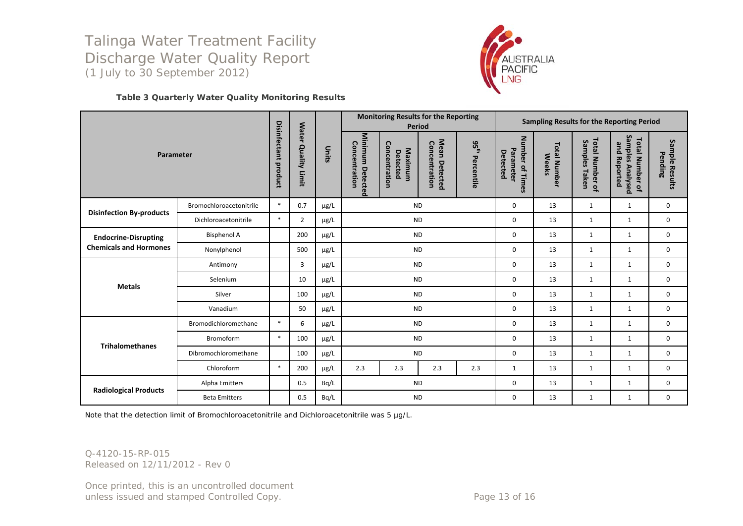**Table 3 Quarterly Water Quality Monitoring Results**

| Parameter | | Disinfectant product | Water Quality Limit | Units | Monitoring Results for the Reporting Period | | | | Sampling Results for the Reporting Period | | | | |
|---|---|---|---|---|---|---|---|---|---|---|---|---|---|
| | | | | | Minimum Detected Concentration | Maximum Detected Concentration | Mean Detected Concentration | 95th Percentile | Number of Times Parameter Detected | Total Number Weeks | Total Number of Samples Taken | Total Number of Samples Analysed and Reported | Sample Results Pending |
| Disinfection By-products | Bromochloroacetonitrile | * | 0.7 | µg/L | ND | | | | 0 | 13 | 1 | 1 | 0 |
| | Dichloroacetonitrile | * | 2 | µg/L | ND | | | | 0 | 13 | 1 | 1 | 0 |
| Endocrine-Disrupting Chemicals and Hormones | Bisphenol A | | 200 | µg/L | ND | | | | 0 | 13 | 1 | 1 | 0 |
| | Nonylphenol | | 500 | µg/L | ND | | | | 0 | 13 | 1 | 1 | 0 |
| Metals | Antimony | | 3 | µg/L | ND | | | | 0 | 13 | 1 | 1 | 0 |
| | Selenium | | 10 | µg/L | ND | | | | 0 | 13 | 1 | 1 | 0 |
| | Silver | | 100 | µg/L | ND | | | | 0 | 13 | 1 | 1 | 0 |
| | Vanadium | | 50 | µg/L | ND | | | | 0 | 13 | 1 | 1 | 0 |
| Trihalomethanes | Bromodichloromethane | * | 6 | µg/L | ND | | | | 0 | 13 | 1 | 1 | 0 |
| | Bromoform | * | 100 | µg/L | ND | | | | 0 | 13 | 1 | 1 | 0 |
| | Dibromochloromethane | | 100 | µg/L | ND | | | | 0 | 13 | 1 | 1 | 0 |
| | Chloroform | * | 200 | µg/L | 2.3 | 2.3 | 2.3 | 2.3 | 1 | 13 | 1 | 1 | 0 |
| Radiological Products | Alpha Emitters | | 0.5 | Bq/L | ND | | | | 0 | 13 | 1 | 1 | 0 |
| | Beta Emitters | | 0.5 | Bq/L | ND | | | | 0 | 13 | 1 | 1 | 0 |

Note that the detection limit of Bromochloroacetonitrile and Dichloroacetonitrile was 5 µg/L.

Q-4120-15-RP-015
Released on 12/11/2012 - Rev 0

Once printed, this is an uncontrolled document unless issued and stamped Controlled Copy.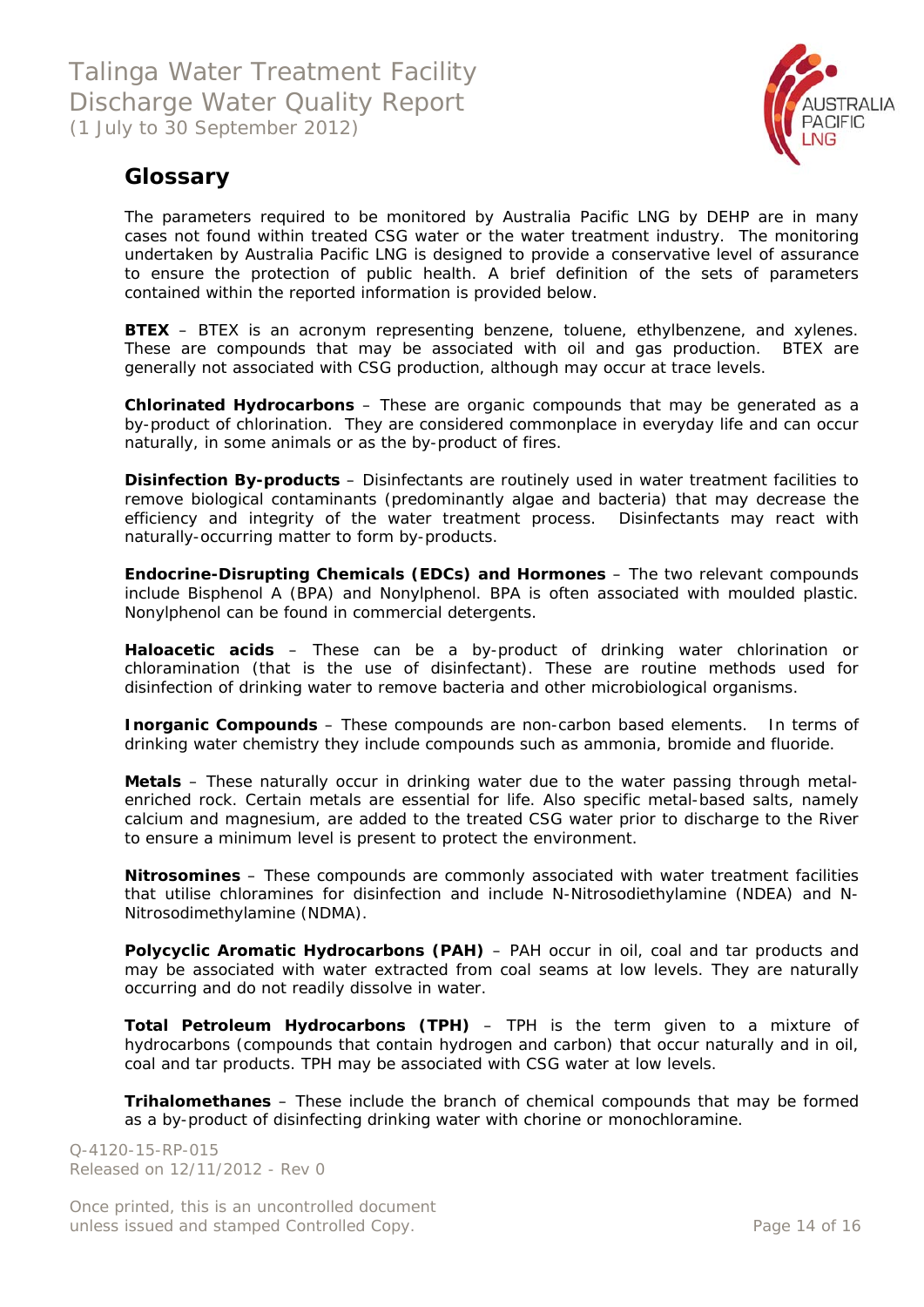## Glossary

The parameters required to be monitored by Australia Pacific LNG by DEHP are in many cases not found within treated CSG water or the water treatment industry. The monitoring undertaken by Australia Pacific LNG is designed to provide a conservative level of assurance to ensure the protection of public health. A brief definition of the sets of parameters contained within the reported information is provided below.

**BTEX** – BTEX is an acronym representing benzene, toluene, ethylbenzene, and xylenes. These are compounds that may be associated with oil and gas production. BTEX are generally not associated with CSG production, although may occur at trace levels.

**Chlorinated Hydrocarbons** – These are organic compounds that may be generated as a by-product of chlorination. They are considered commonplace in everyday life and can occur naturally, in some animals or as the by-product of fires.

**Disinfection By-products** – Disinfectants are routinely used in water treatment facilities to remove biological contaminants (predominantly algae and bacteria) that may decrease the efficiency and integrity of the water treatment process. Disinfectants may react with naturally-occurring matter to form by-products.

**Endocrine-Disrupting Chemicals (EDCs) and Hormones** – The two relevant compounds include Bisphenol A (BPA) and Nonylphenol. BPA is often associated with moulded plastic. Nonylphenol can be found in commercial detergents.

**Haloacetic acids** – These can be a by-product of drinking water chlorination or chloramination (that is the use of disinfectant). These are routine methods used for disinfection of drinking water to remove bacteria and other microbiological organisms.

**Inorganic Compounds** – These compounds are non-carbon based elements. In terms of drinking water chemistry they include compounds such as ammonia, bromide and fluoride.

**Metals** – These naturally occur in drinking water due to the water passing through metal-enriched rock. Certain metals are essential for life. Also specific metal-based salts, namely calcium and magnesium, are added to the treated CSG water prior to discharge to the River to ensure a minimum level is present to protect the environment.

**Nitrosomines** – These compounds are commonly associated with water treatment facilities that utilise chloramines for disinfection and include N-Nitrosodiethylamine (NDEA) and N-Nitrosodimethylamine (NDMA).

**Polycyclic Aromatic Hydrocarbons (PAH)** – PAH occur in oil, coal and tar products and may be associated with water extracted from coal seams at low levels. They are naturally occurring and do not readily dissolve in water.

**Total Petroleum Hydrocarbons (TPH)** – TPH is the term given to a mixture of hydrocarbons (compounds that contain hydrogen and carbon) that occur naturally and in oil, coal and tar products. TPH may be associated with CSG water at low levels.

**Trihalomethanes** – These include the branch of chemical compounds that may be formed as a by-product of disinfecting drinking water with chorine or monochloramine.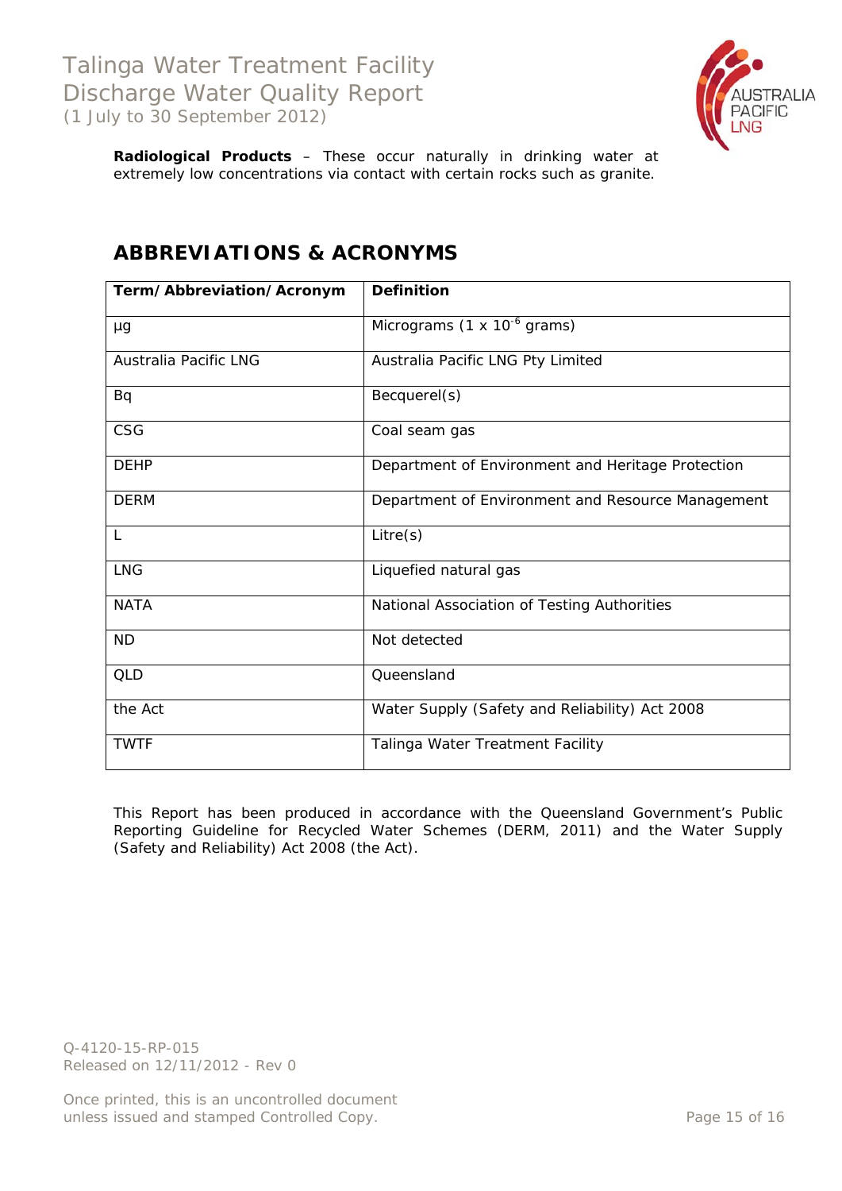**Radiological Products** – These occur naturally in drinking water at extremely low concentrations via contact with certain rocks such as granite.

## ABBREVIATIONS & ACRONYMS

| Term/Abbreviation/Acronym | Definition |
|---|---|
| µg | Micrograms (1 x $10^{-6}$ grams) |
| Australia Pacific LNG | Australia Pacific LNG Pty Limited |
| Bq | Becquerel(s) |
| CSG | Coal seam gas |
| DEHP | Department of Environment and Heritage Protection |
| DERM | Department of Environment and Resource Management |
| L | Litre(s) |
| LNG | Liquefied natural gas |
| NATA | National Association of Testing Authorities |
| ND | Not detected |
| QLD | Queensland |
| the Act | Water Supply (Safety and Reliability) Act 2008 |
| TWTF | Talinga Water Treatment Facility |

This Report has been produced in accordance with the Queensland Government's Public Reporting Guideline for Recycled Water Schemes (DERM, 2011) and the Water Supply (Safety and Reliability) Act 2008 (the Act).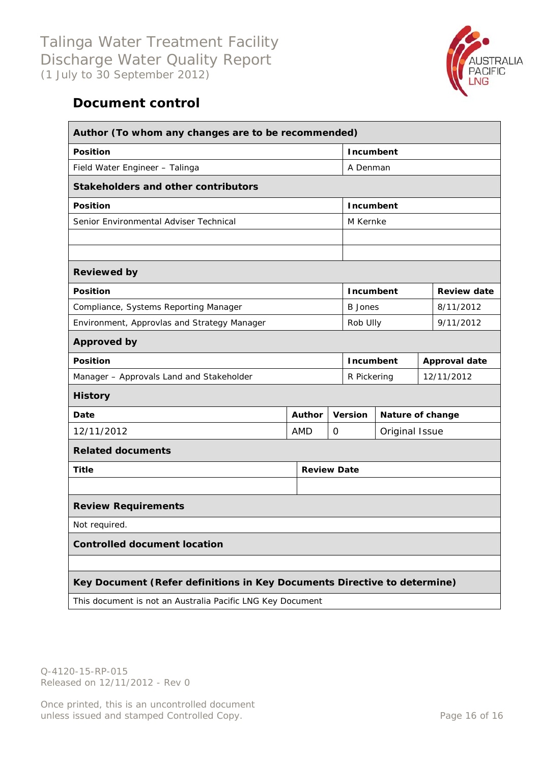## Document control

| Author (To whom any changes are to be recommended) | |
|---|---|
| **Position** | **Incumbent** |
| Field Water Engineer – Talinga | A Denman |

| Stakeholders and other contributors | |
|---|---|
| **Position** | **Incumbent** |
| Senior Environmental Adviser Technical | M Kernke |
| | |
| | |

| Reviewed by | | |
|---|---|---|
| **Position** | **Incumbent** | **Review date** |
| Compliance, Systems Reporting Manager | B Jones | 8/11/2012 |
| Environment, Approvlas and Strategy Manager | Rob Ully | 9/11/2012 |

| Approved by | | |
|---|---|---|
| **Position** | **Incumbent** | **Approval date** |
| Manager – Approvals Land and Stakeholder | R Pickering | 12/11/2012 |

| History | | | |
|---|---|---|---|
| **Date** | **Author** | **Version** | **Nature of change** |
| 12/11/2012 | AMD | 0 | Original Issue |

| Related documents | |
|---|---|
| **Title** | **Review Date** |
| | |

| Review Requirements |
|---|
| Not required. |

| Controlled document location |
|---|
| |

| Key Document (Refer definitions in Key Documents Directive to determine) |
|---|
| This document is not an Australia Pacific LNG Key Document |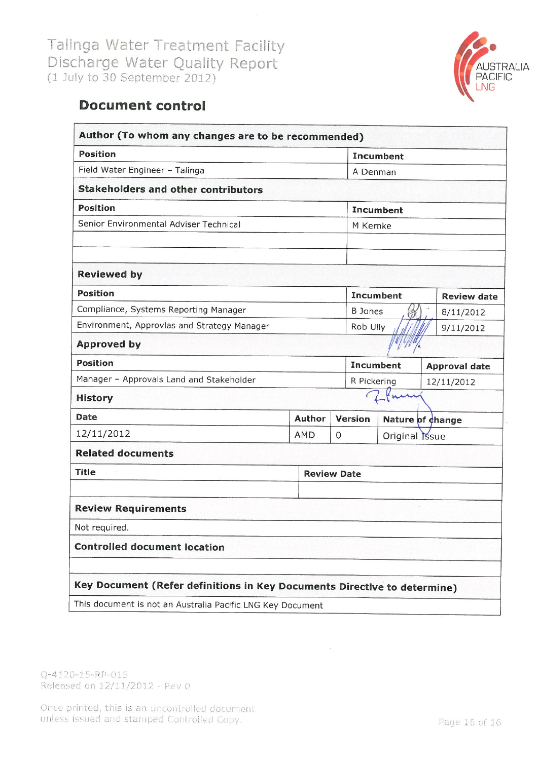# Document control

| Author (To whom any changes are to be recommended) | |
|---|---|
| **Position** | **Incumbent** |
| Field Water Engineer – Talinga | A Denman |

| Stakeholders and other contributors | |
|---|---|
| **Position** | **Incumbent** |
| Senior Environmental Adviser Technical | M Kernke |
| | |
| | |

| Reviewed by | | |
|---|---|---|
| **Position** | **Incumbent** | **Review date** |
| Compliance, Systems Reporting Manager | B Jones | 8/11/2012 |
| Environment, Approvlas and Strategy Manager | Rob Ully | 9/11/2012 |

| Approved by | | |
|---|---|---|
| **Position** | **Incumbent** | **Approval date** |
| Manager – Approvals Land and Stakeholder | R Pickering | 12/11/2012 |

| History | | | |
|---|---|---|---|
| **Date** | **Author** | **Version** | **Nature of change** |
| 12/11/2012 | AMD | 0 | Original Issue |

| Related documents | |
|---|---|
| **Title** | **Review Date** |
| | |

**Review Requirements**

Not required.

**Controlled document location**

**Key Document (Refer definitions in Key Documents Directive to determine)**

This document is not an Australia Pacific LNG Key Document

Q-4120-15-RP-015
Released on 12/11/2012 - Rev 0

Once printed, this is an uncontrolled document unless issued and stamped Controlled Copy.